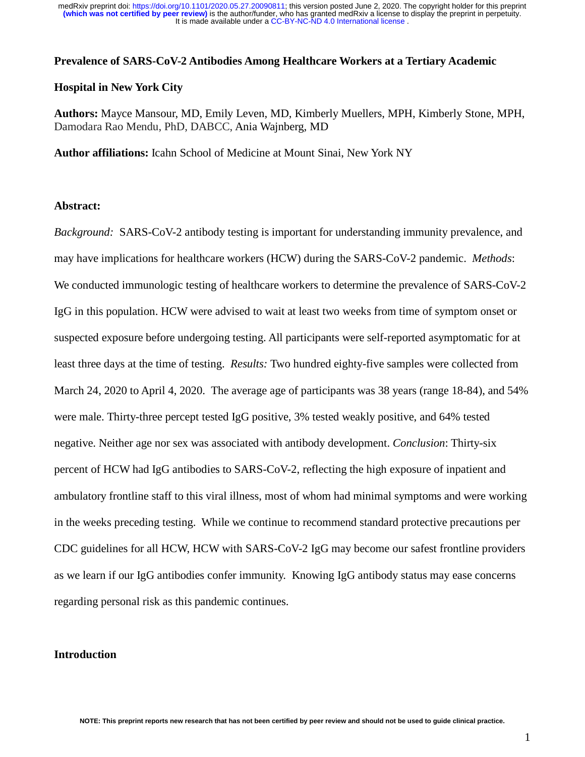**Prevalence of SARS-CoV-2 Antibodies Among Healthcare Workers at a Tertiary Academic Hospital in New York City**

**Authors:** Mayce Mansour, MD, Emily Leven, MD, Kimberly Muellers, MPH, Kimberly Stone, MPH, Damodara Rao Mendu, PhD, DABCC, Ania Wajnberg, MD

**Author affiliations:** Icahn School of Medicine at Mount Sinai, New York NY

**Abstract:**

*Background:* SARS-CoV-2 antibody testing is important for understanding immunity prevalence, and may have implications for healthcare workers (HCW) during the SARS-CoV-2 pandemic. *Methods*: We conducted immunologic testing of healthcare workers to determine the prevalence of SARS-CoV-2 IgG in this population. HCW were advised to wait at least two weeks from time of symptom onset or suspected exposure before undergoing testing. All participants were self-reported asymptomatic for at least three days at the time of testing. *Results:* Two hundred eighty-five samples were collected from March 24, 2020 to April 4, 2020. The average age of participants was 38 years (range 18-84), and 54% were male. Thirty-three percept tested IgG positive, 3% tested weakly positive, and 64% tested negative. Neither age nor sex was associated with antibody development. *Conclusion*: Thirty-six percent of HCW had IgG antibodies to SARS-CoV-2, reflecting the high exposure of inpatient and ambulatory frontline staff to this viral illness, most of whom had minimal symptoms and were working in the weeks preceding testing. While we continue to recommend standard protective precautions per CDC guidelines for all HCW, HCW with SARS-CoV-2 IgG may become our safest frontline providers as we learn if our IgG antibodies confer immunity. Knowing IgG antibody status may ease concerns regarding personal risk as this pandemic continues.

## Introduction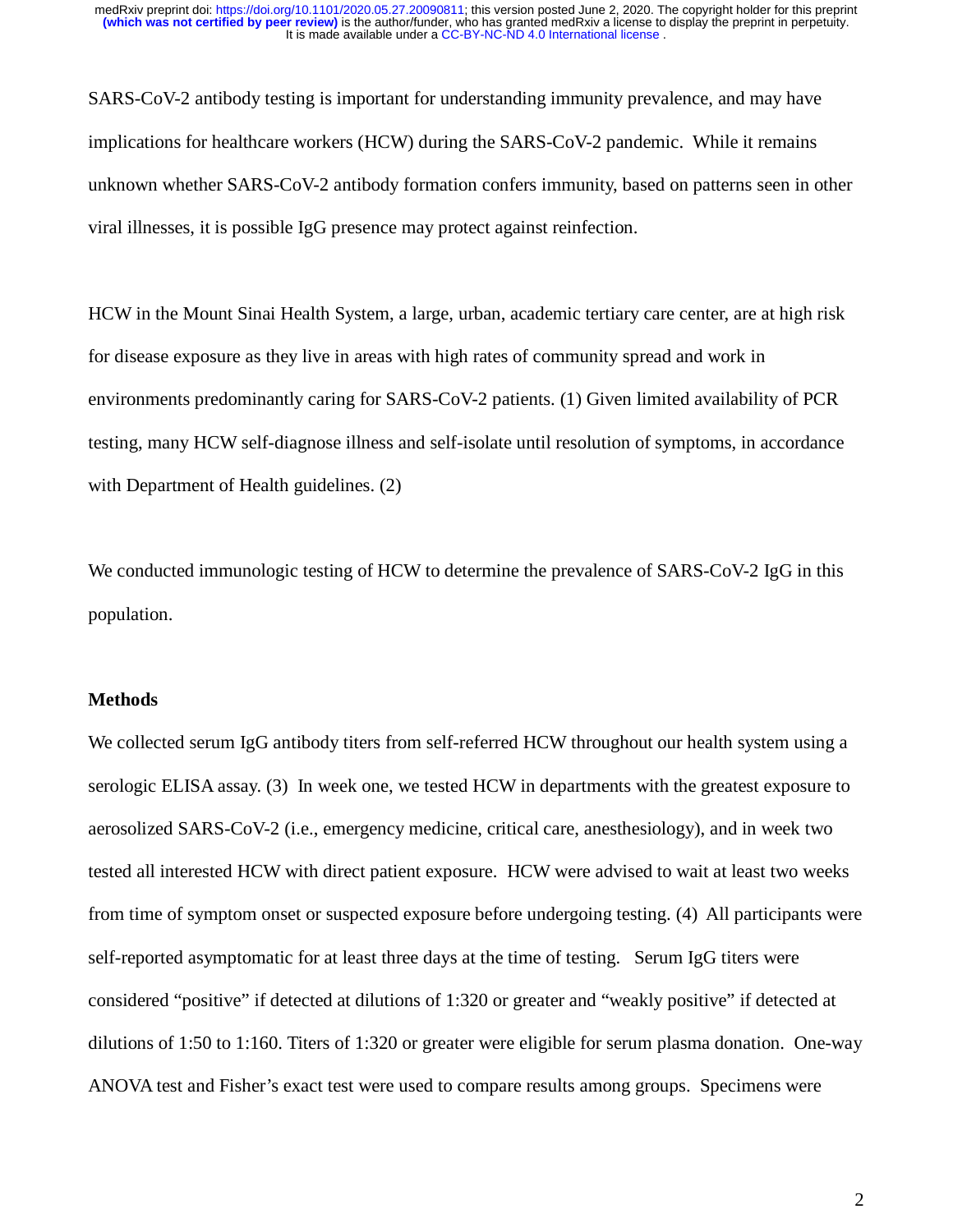SARS-CoV-2 antibody testing is important for understanding immunity prevalence, and may have implications for healthcare workers (HCW) during the SARS-CoV-2 pandemic. While it remains unknown whether SARS-CoV-2 antibody formation confers immunity, based on patterns seen in other viral illnesses, it is possible IgG presence may protect against reinfection.

HCW in the Mount Sinai Health System, a large, urban, academic tertiary care center, are at high risk for disease exposure as they live in areas with high rates of community spread and work in environments predominantly caring for SARS-CoV-2 patients. (1) Given limited availability of PCR testing, many HCW self-diagnose illness and self-isolate until resolution of symptoms, in accordance with Department of Health guidelines. (2)

We conducted immunologic testing of HCW to determine the prevalence of SARS-CoV-2 IgG in this population.

**Methods**

We collected serum IgG antibody titers from self-referred HCW throughout our health system using a serologic ELISA assay. (3) In week one, we tested HCW in departments with the greatest exposure to aerosolized SARS-CoV-2 (i.e., emergency medicine, critical care, anesthesiology), and in week two tested all interested HCW with direct patient exposure. HCW were advised to wait at least two weeks from time of symptom onset or suspected exposure before undergoing testing. (4) All participants were self-reported asymptomatic for at least three days at the time of testing. Serum IgG titers were considered "positive" if detected at dilutions of 1:320 or greater and "weakly positive" if detected at dilutions of 1:50 to 1:160. Titers of 1:320 or greater were eligible for serum plasma donation. One-way ANOVA test and Fisher's exact test were used to compare results among groups. Specimens were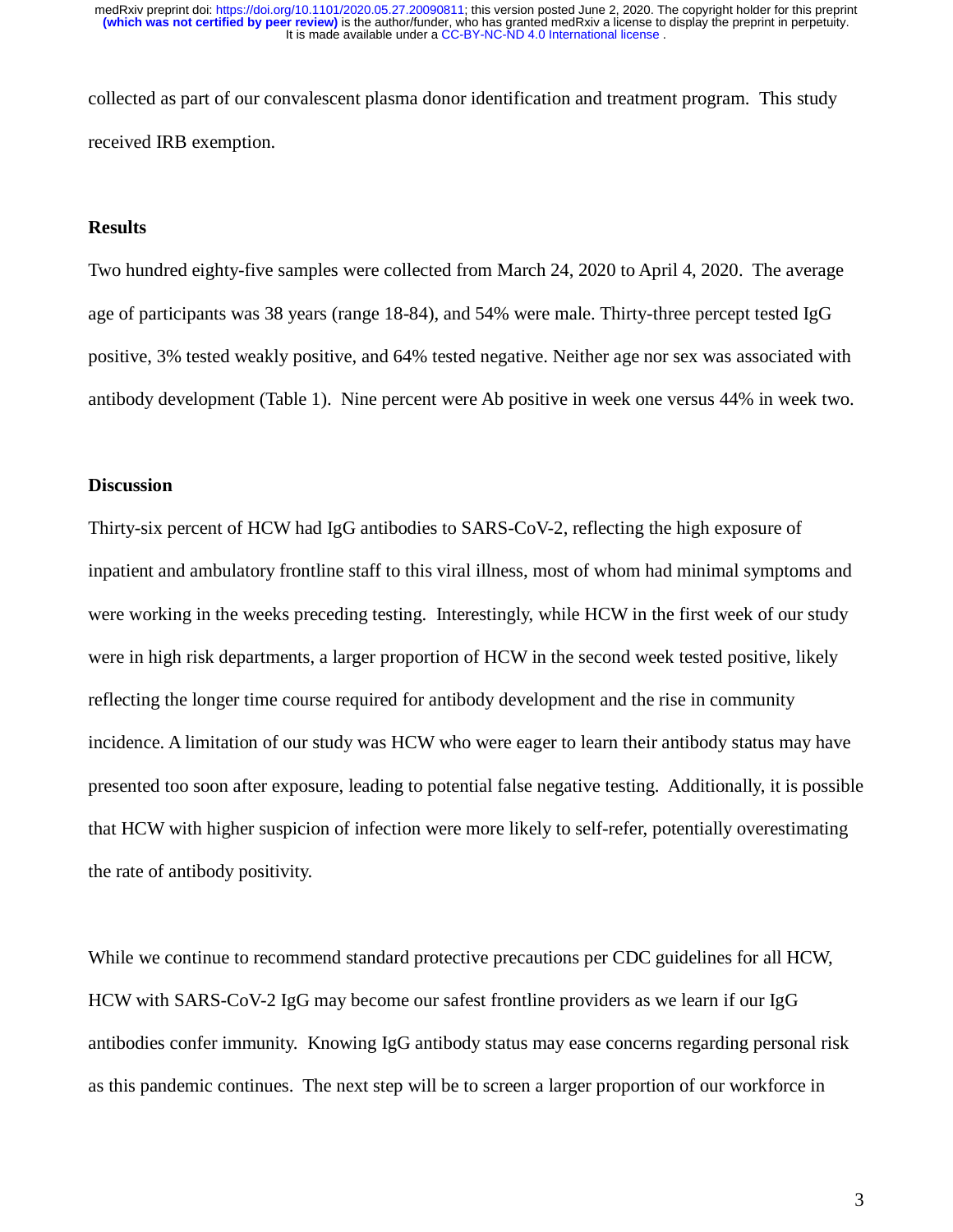collected as part of our convalescent plasma donor identification and treatment program. This study received IRB exemption.

## Results

Two hundred eighty-five samples were collected from March 24, 2020 to April 4, 2020. The average age of participants was 38 years (range 18-84), and 54% were male. Thirty-three percept tested IgG positive, 3% tested weakly positive, and 64% tested negative. Neither age nor sex was associated with antibody development (Table 1). Nine percent were Ab positive in week one versus 44% in week two.

## Discussion

Thirty-six percent of HCW had IgG antibodies to SARS-CoV-2, reflecting the high exposure of inpatient and ambulatory frontline staff to this viral illness, most of whom had minimal symptoms and were working in the weeks preceding testing. Interestingly, while HCW in the first week of our study were in high risk departments, a larger proportion of HCW in the second week tested positive, likely reflecting the longer time course required for antibody development and the rise in community incidence. A limitation of our study was HCW who were eager to learn their antibody status may have presented too soon after exposure, leading to potential false negative testing. Additionally, it is possible that HCW with higher suspicion of infection were more likely to self-refer, potentially overestimating the rate of antibody positivity.

While we continue to recommend standard protective precautions per CDC guidelines for all HCW, HCW with SARS-CoV-2 IgG may become our safest frontline providers as we learn if our IgG antibodies confer immunity. Knowing IgG antibody status may ease concerns regarding personal risk as this pandemic continues. The next step will be to screen a larger proportion of our workforce in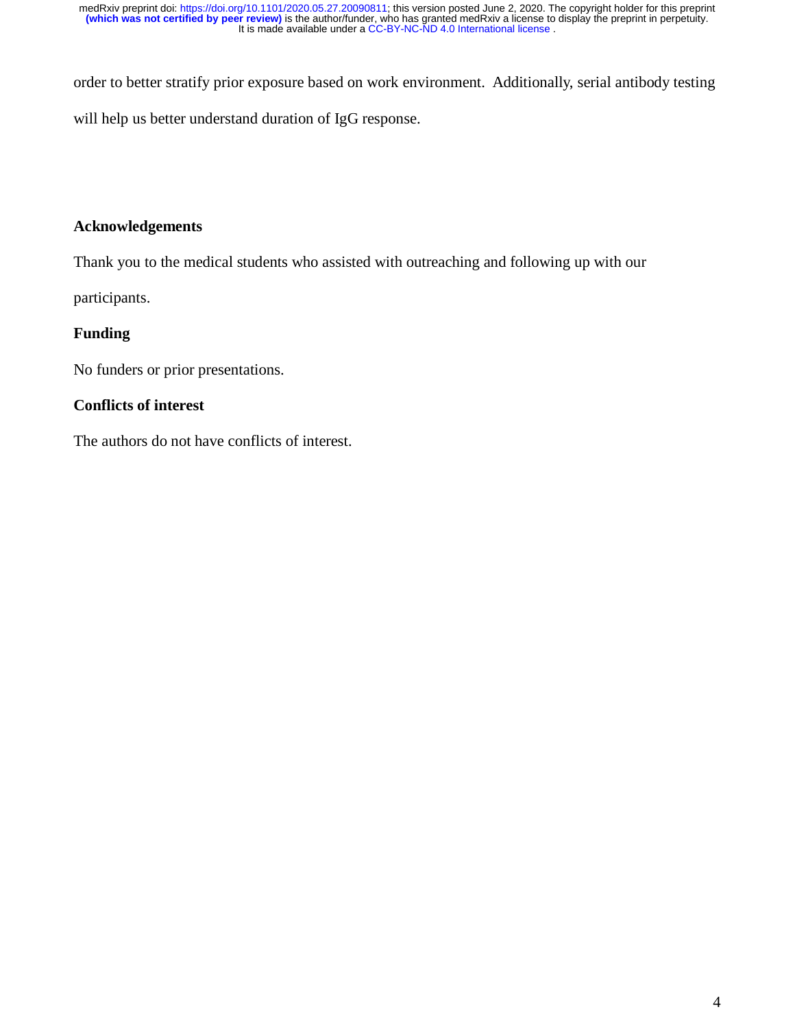order to better stratify prior exposure based on work environment. Additionally, serial antibody testing will help us better understand duration of IgG response.

## Acknowledgements

Thank you to the medical students who assisted with outreaching and following up with our participants.

## Funding

No funders or prior presentations.

## Conflicts of interest

The authors do not have conflicts of interest.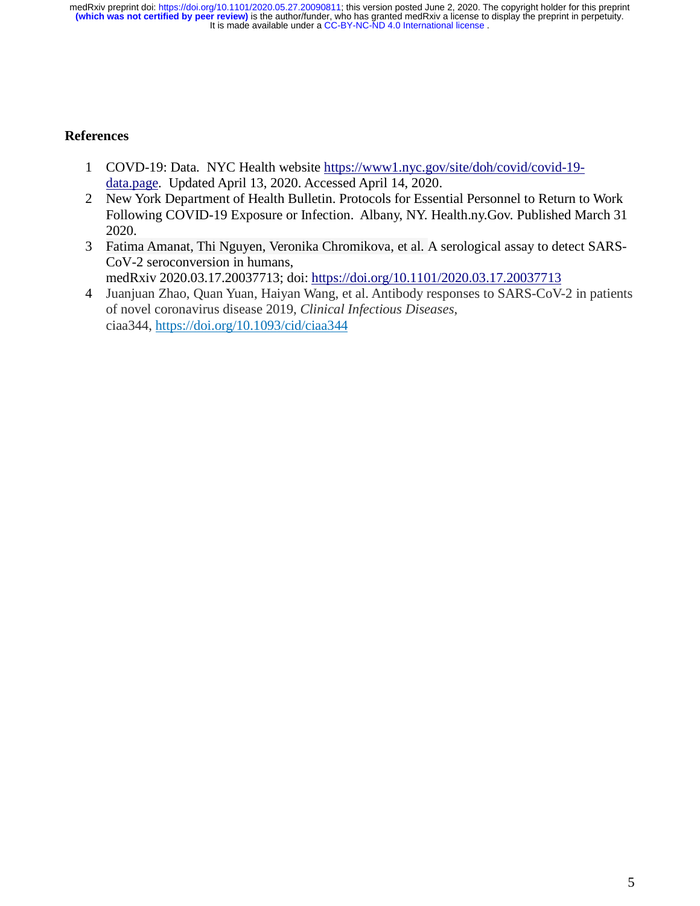## References

1. COVD-19: Data. NYC Health website https://www1.nyc.gov/site/doh/covid/covid-19-data.page. Updated April 13, 2020. Accessed April 14, 2020.
2. New York Department of Health Bulletin. Protocols for Essential Personnel to Return to Work Following COVID-19 Exposure or Infection. Albany, NY. Health.ny.Gov. Published March 31 2020.
3. Fatima Amanat, Thi Nguyen, Veronika Chromikova, et al. A serological assay to detect SARS-CoV-2 seroconversion in humans, medRxiv 2020.03.17.20037713; doi: https://doi.org/10.1101/2020.03.17.20037713
4. Juanjuan Zhao, Quan Yuan, Haiyan Wang, et al. Antibody responses to SARS-CoV-2 in patients of novel coronavirus disease 2019, *Clinical Infectious Diseases*, ciaa344, https://doi.org/10.1093/cid/ciaa344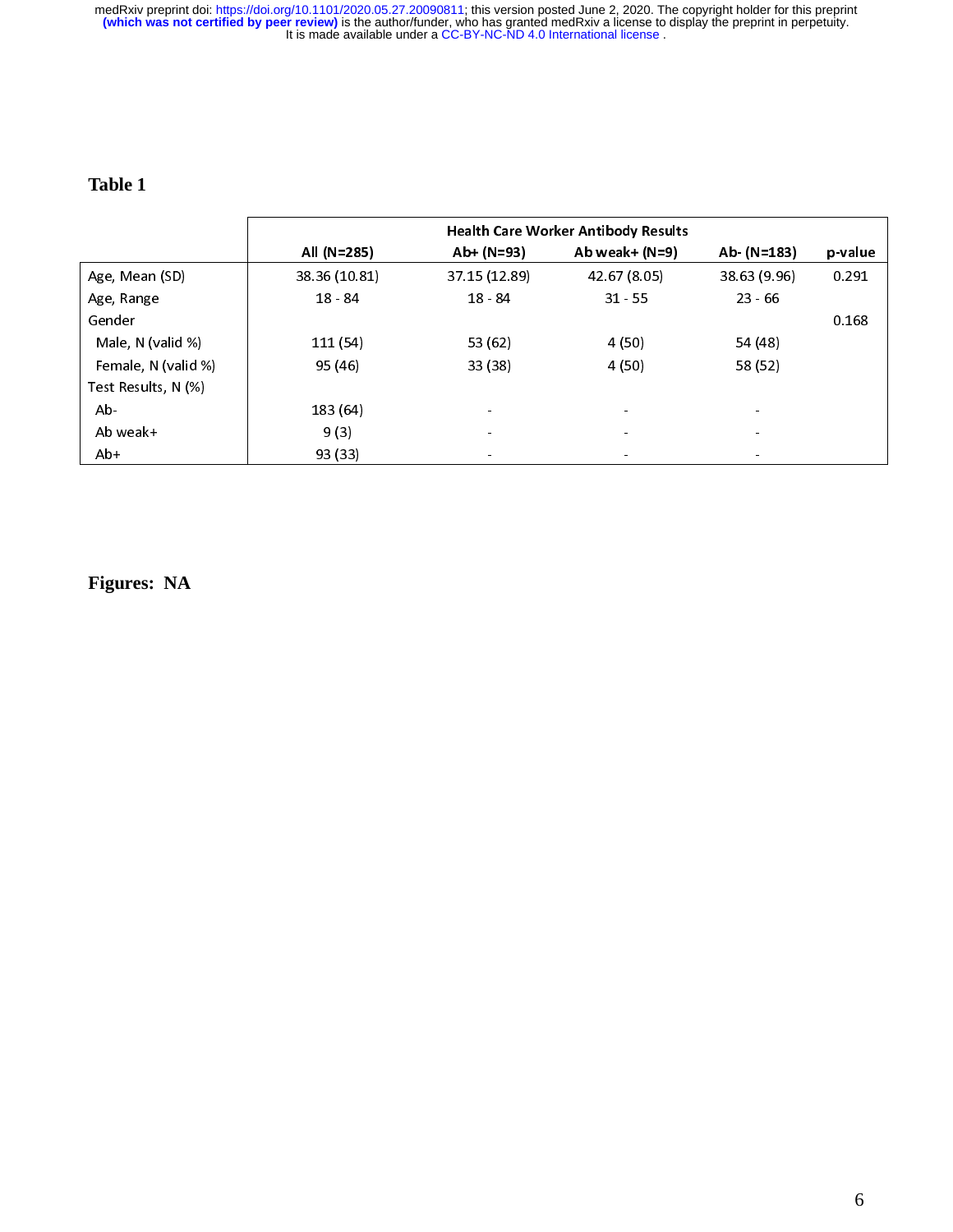**Table 1**

| | Health Care Worker Antibody Results | | | | |
|---|---|---|---|---|---|
| | All (N=285) | Ab+ (N=93) | Ab weak+ (N=9) | Ab- (N=183) | p-value |
| Age, Mean (SD) | 38.36 (10.81) | 37.15 (12.89) | 42.67 (8.05) | 38.63 (9.96) | 0.291 |
| Age, Range | 18 - 84 | 18 - 84 | 31 - 55 | 23 - 66 | |
| Gender | | | | | 0.168 |
| Male, N (valid %) | 111 (54) | 53 (62) | 4 (50) | 54 (48) | |
| Female, N (valid %) | 95 (46) | 33 (38) | 4 (50) | 58 (52) | |
| Test Results, N (%) | | | | | |
| Ab- | 183 (64) | - | - | - | |
| Ab weak+ | 9 (3) | - | - | - | |
| Ab+ | 93 (33) | - | - | - | |

**Figures: NA**